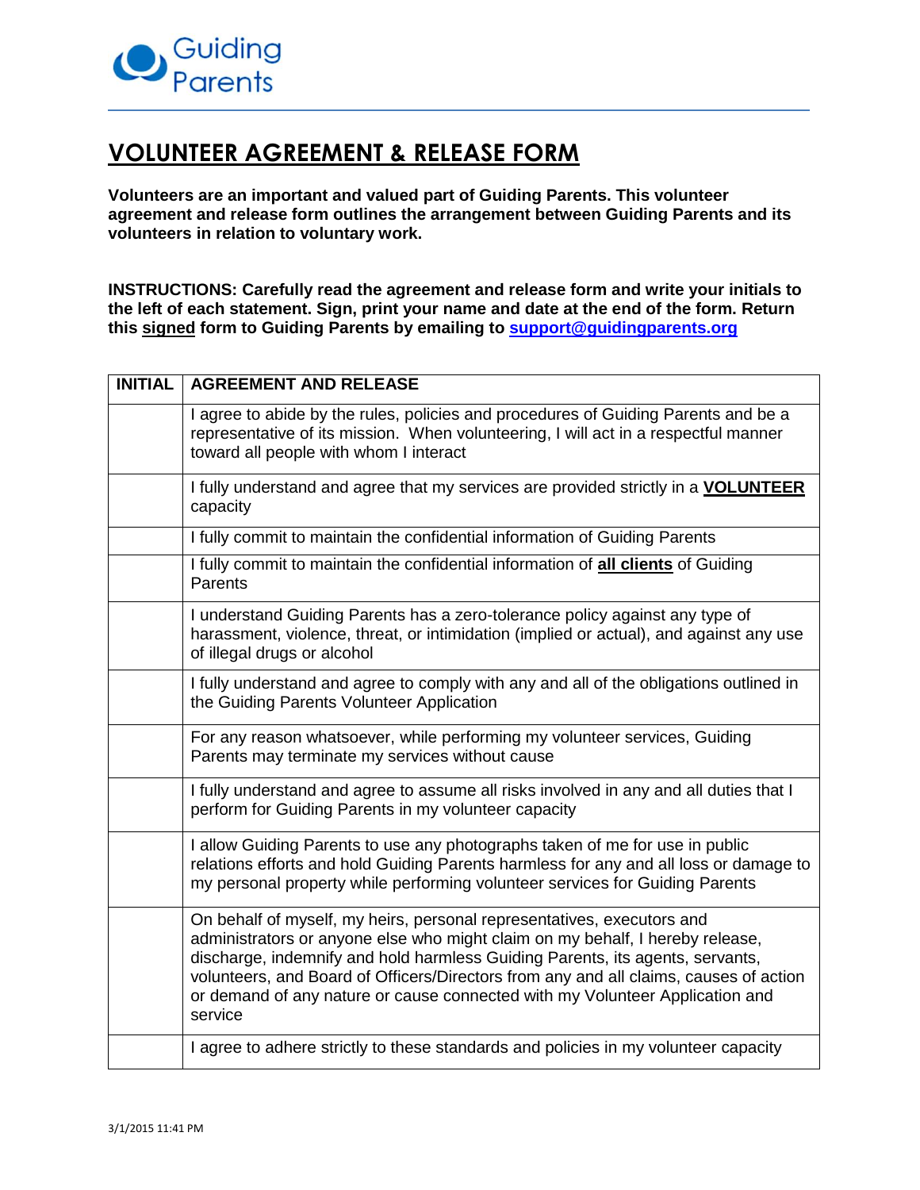Guiding Parents

# VOLUNTEER AGREEMENT & RELEASE FORM

**Volunteers are an important and valued part of Guiding Parents. This volunteer agreement and release form outlines the arrangement between Guiding Parents and its volunteers in relation to voluntary work.**

**INSTRUCTIONS: Carefully read the agreement and release form and write your initials to the left of each statement. Sign, print your name and date at the end of the form. Return this signed form to Guiding Parents by emailing to support@guidingparents.org**

| INITIAL | AGREEMENT AND RELEASE |
|---|---|
| | I agree to abide by the rules, policies and procedures of Guiding Parents and be a representative of its mission. When volunteering, I will act in a respectful manner toward all people with whom I interact |
| | I fully understand and agree that my services are provided strictly in a **VOLUNTEER** capacity |
| | I fully commit to maintain the confidential information of Guiding Parents |
| | I fully commit to maintain the confidential information of **all clients** of Guiding Parents |
| | I understand Guiding Parents has a zero-tolerance policy against any type of harassment, violence, threat, or intimidation (implied or actual), and against any use of illegal drugs or alcohol |
| | I fully understand and agree to comply with any and all of the obligations outlined in the Guiding Parents Volunteer Application |
| | For any reason whatsoever, while performing my volunteer services, Guiding Parents may terminate my services without cause |
| | I fully understand and agree to assume all risks involved in any and all duties that I perform for Guiding Parents in my volunteer capacity |
| | I allow Guiding Parents to use any photographs taken of me for use in public relations efforts and hold Guiding Parents harmless for any and all loss or damage to my personal property while performing volunteer services for Guiding Parents |
| | On behalf of myself, my heirs, personal representatives, executors and administrators or anyone else who might claim on my behalf, I hereby release, discharge, indemnify and hold harmless Guiding Parents, its agents, servants, volunteers, and Board of Officers/Directors from any and all claims, causes of action or demand of any nature or cause connected with my Volunteer Application and service |
| | I agree to adhere strictly to these standards and policies in my volunteer capacity |

3/1/2015 11:41 PM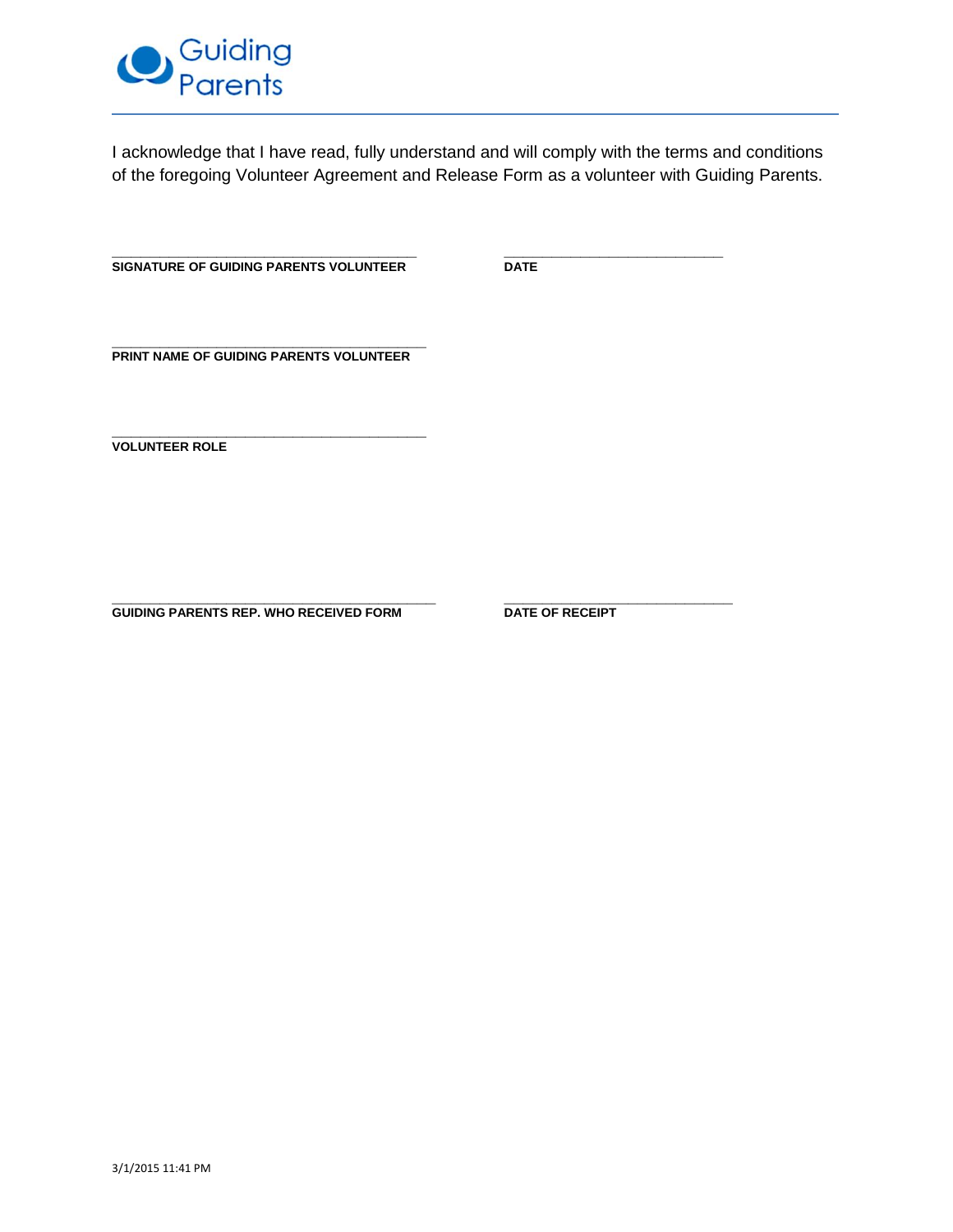Guiding Parents

I acknowledge that I have read, fully understand and will comply with the terms and conditions of the foregoing Volunteer Agreement and Release Form as a volunteer with Guiding Parents.

\_\_\_\_\_\_\_\_\_\_\_\_\_\_\_\_\_\_\_\_\_\_\_\_\_\_\_\_\_\_\_\_\_\_\_\_\_\_\_\_\_\_\_\_ \_\_\_\_\_\_\_\_\_\_\_\_\_\_\_\_\_\_\_\_\_\_\_\_\_\_\_\_\_\_\_\_

**SIGNATURE OF GUIDING PARENTS VOLUNTEER** **DATE**

\_\_\_\_\_\_\_\_\_\_\_\_\_\_\_\_\_\_\_\_\_\_\_\_\_\_\_\_\_\_\_\_\_\_\_\_\_\_\_\_\_\_\_\_

**PRINT NAME OF GUIDING PARENTS VOLUNTEER**

\_\_\_\_\_\_\_\_\_\_\_\_\_\_\_\_\_\_\_\_\_\_\_\_\_\_\_\_\_\_\_\_\_\_\_\_\_\_\_\_\_\_\_\_

**VOLUNTEER ROLE**

\_\_\_\_\_\_\_\_\_\_\_\_\_\_\_\_\_\_\_\_\_\_\_\_\_\_\_\_\_\_\_\_\_\_\_\_\_\_\_\_\_\_\_\_ \_\_\_\_\_\_\_\_\_\_\_\_\_\_\_\_\_\_\_\_\_\_\_\_\_\_\_\_\_\_\_\_

**GUIDING PARENTS REP. WHO RECEIVED FORM** **DATE OF RECEIPT**

3/1/2015 11:41 PM